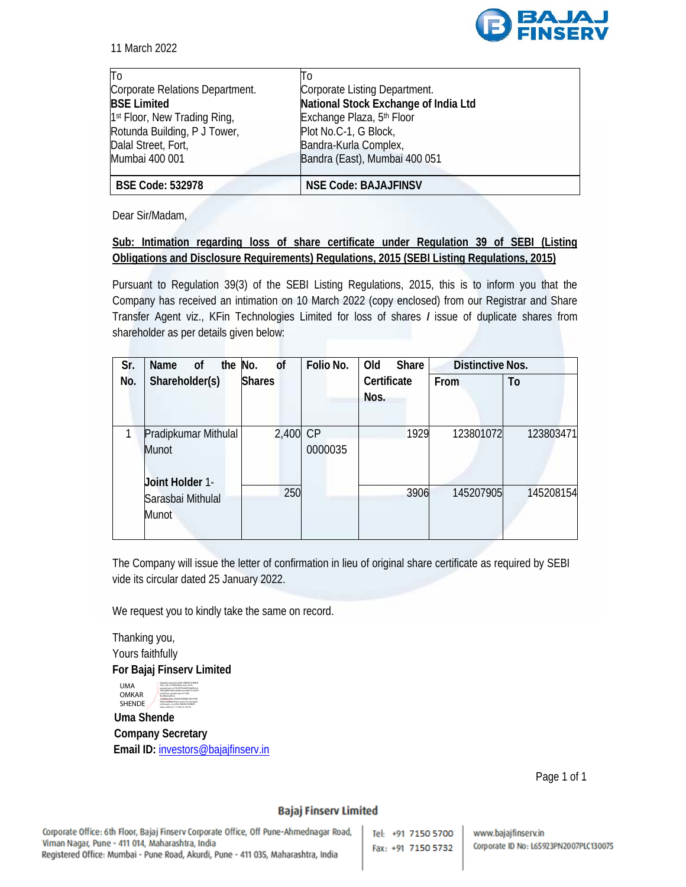11 March 2022

| To | To |
|---|---|
| Corporate Relations Department.<br>**BSE Limited**<br>1st Floor, New Trading Ring,<br>Rotunda Building, P J Tower,<br>Dalal Street, Fort,<br>Mumbai 400 001 | Corporate Listing Department.<br>**National Stock Exchange of India Ltd**<br>Exchange Plaza, 5th Floor<br>Plot No.C-1, G Block,<br>Bandra-Kurla Complex,<br>Bandra (East), Mumbai 400 051 |
| **BSE Code: 532978** | **NSE Code: BAJAJFINSV** |

Dear Sir/Madam,

**Sub: Intimation regarding loss of share certificate under Regulation 39 of SEBI (Listing Obligations and Disclosure Requirements) Regulations, 2015 (SEBI Listing Regulations, 2015)**

Pursuant to Regulation 39(3) of the SEBI Listing Regulations, 2015, this is to inform you that the Company has received an intimation on 10 March 2022 (copy enclosed) from our Registrar and Share Transfer Agent viz., KFin Technologies Limited for loss of shares / issue of duplicate shares from shareholder as per details given below:

| Sr. No. | Name of the Shareholder(s) | No. of Shares | Folio No. | Old Share Certificate Nos. | Distinctive Nos. | |
|---|---|---|---|---|---|---|
| | | | | | From | To |
| 1 | Pradipkumar Mithulal Munot<br><br>**Joint Holder** 1- Sarasbai Mithulal Munot | 2,400 | CP 0000035 | 1929 | 123801072 | 123803471 |
| | | 250 | | 3906 | 145207905 | 145208154 |

The Company will issue the letter of confirmation in lieu of original share certificate as required by SEBI vide its circular dated 25 January 2022.

We request you to kindly take the same on record.

Thanking you,
Yours faithfully
**For Bajaj Finserv Limited**

UMA OMKAR SHENDE

**Uma Shende**
**Company Secretary**
**Email ID:** investors@bajajfinserv.in

**Bajaj Finserv Limited**

Corporate Office: 6th Floor, Bajaj Finserv Corporate Office, Off Pune-Ahmednagar Road, Viman Nagar, Pune - 411 014, Maharashtra, India
Registered Office: Mumbai - Pune Road, Akurdi, Pune - 411 035, Maharashtra, India

Tel: +91 7150 5700
Fax: +91 7150 5732

www.bajajfinserv.in
Corporate ID No: L65923PN2007PLC130075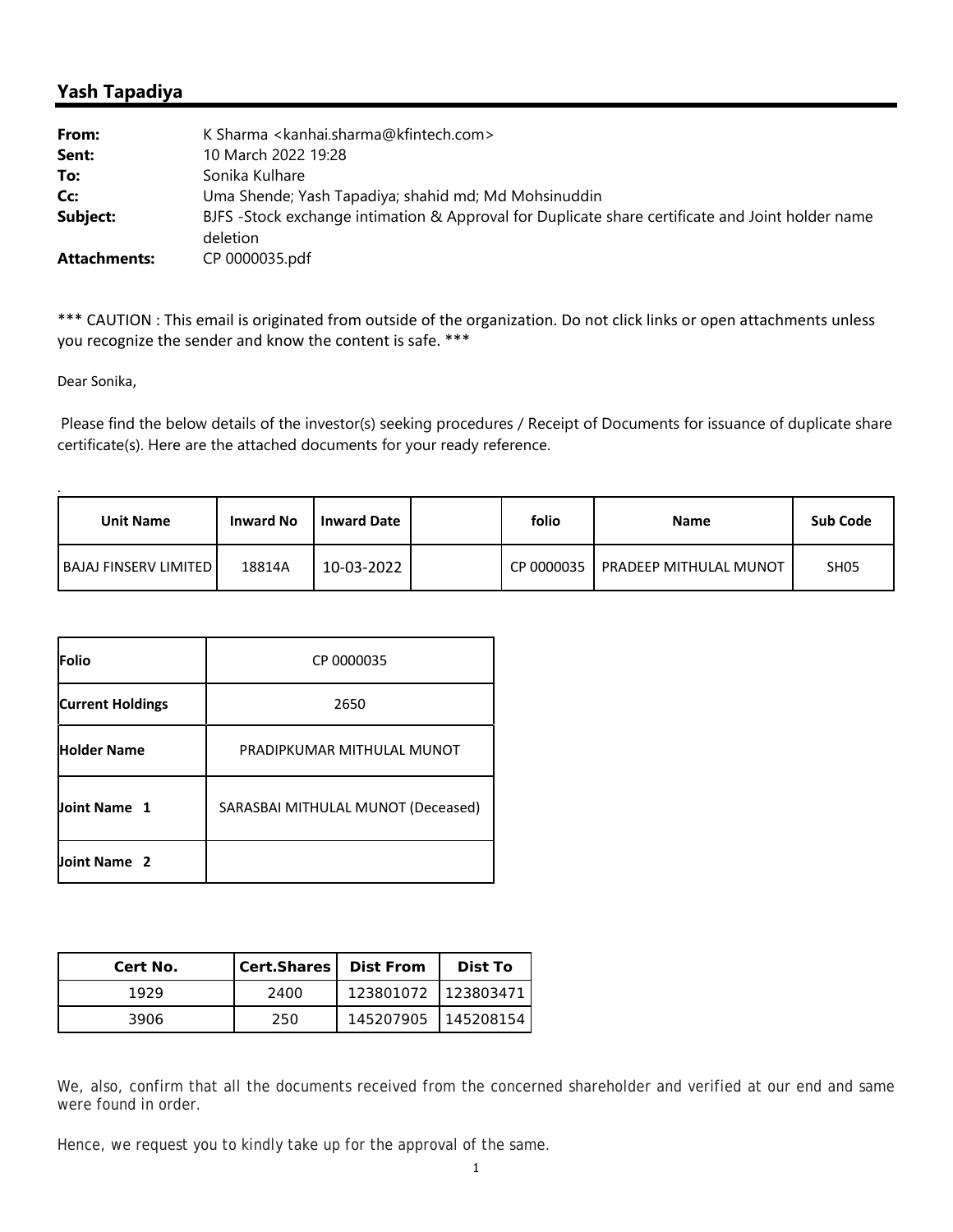## Yash Tapadiya

| | |
|---|---|
| **From:** | K Sharma <kanhai.sharma@kfintech.com> |
| **Sent:** | 10 March 2022 19:28 |
| **To:** | Sonika Kulhare |
| **Cc:** | Uma Shende; Yash Tapadiya; shahid md; Md Mohsinuddin |
| **Subject:** | BJFS -Stock exchange intimation & Approval for Duplicate share certificate and Joint holder name deletion |
| **Attachments:** | CP 0000035.pdf |

*** CAUTION : This email is originated from outside of the organization. Do not click links or open attachments unless you recognize the sender and know the content is safe. ***

Dear Sonika,

Please find the below details of the investor(s) seeking procedures / Receipt of Documents for issuance of duplicate share certificate(s). Here are the attached documents for your ready reference.

.

| Unit Name | Inward No | Inward Date | | folio | Name | Sub Code |
|---|---|---|---|---|---|---|
| BAJAJ FINSERV LIMITED | 18814A | 10-03-2022 | | CP 0000035 | PRADEEP MITHULAL MUNOT | SH05 |

| | |
|---|---|
| **Folio** | CP 0000035 |
| **Current Holdings** | 2650 |
| **Holder Name** | PRADIPKUMAR MITHULAL MUNOT |
| **Joint Name 1** | SARASBAI MITHULAL MUNOT (Deceased) |
| **Joint Name 2** | |

| Cert No. | Cert.Shares | Dist From | Dist To |
|---|---|---|---|
| 1929 | 2400 | 123801072 | 123803471 |
| 3906 | 250 | 145207905 | 145208154 |

We, also, confirm that all the documents received from the concerned shareholder and verified at our end and same were found in order.

Hence, we request you to kindly take up for the approval of the same.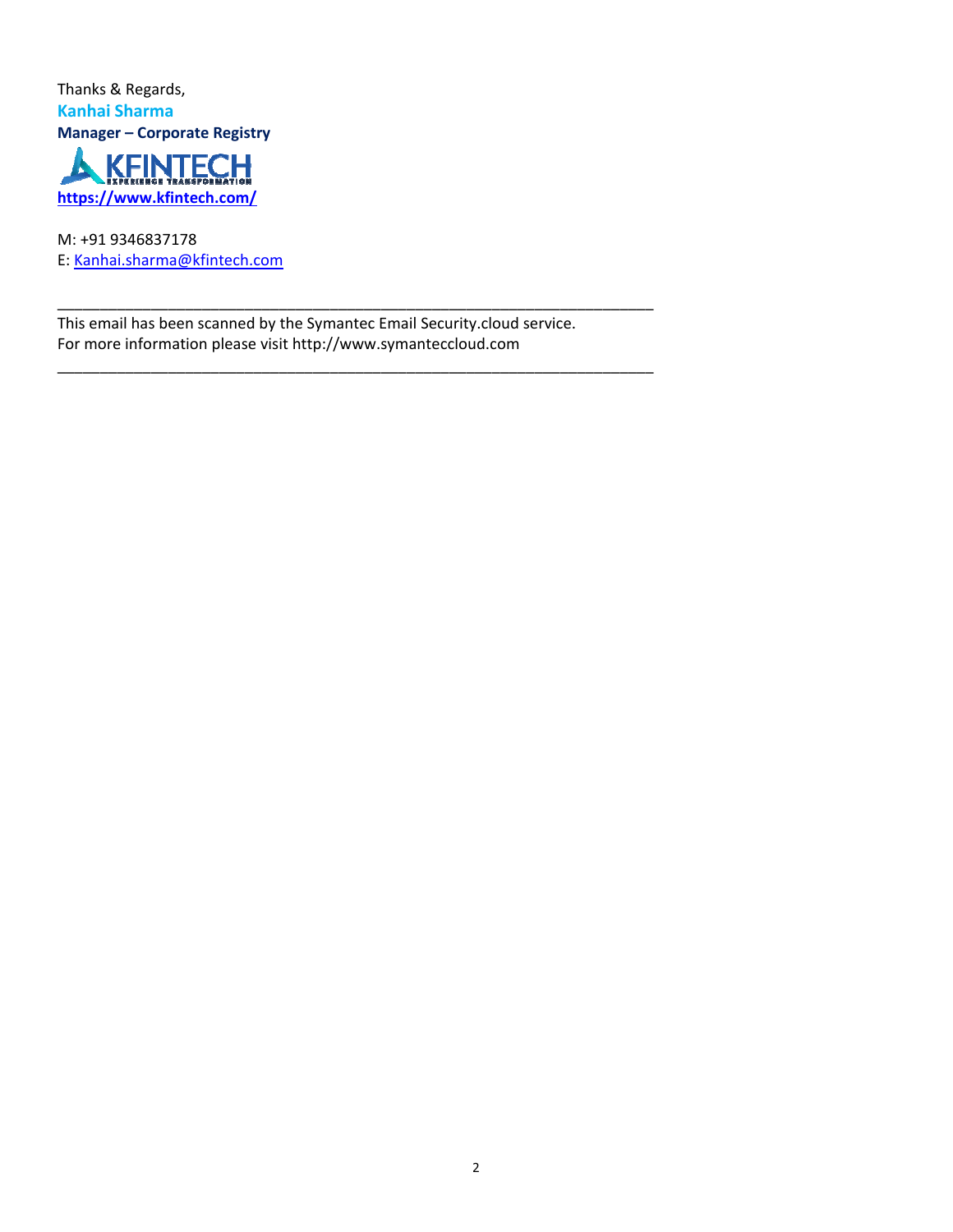Thanks & Regards,
**Kanhai Sharma**
**Manager – Corporate Registry**

[https://www.kfintech.com/](https://www.kfintech.com/)

M: +91 9346837178
E: [Kanhai.sharma@kfintech.com](mailto:Kanhai.sharma@kfintech.com)

---

This email has been scanned by the Symantec Email Security.cloud service.
For more information please visit http://www.symanteccloud.com

---